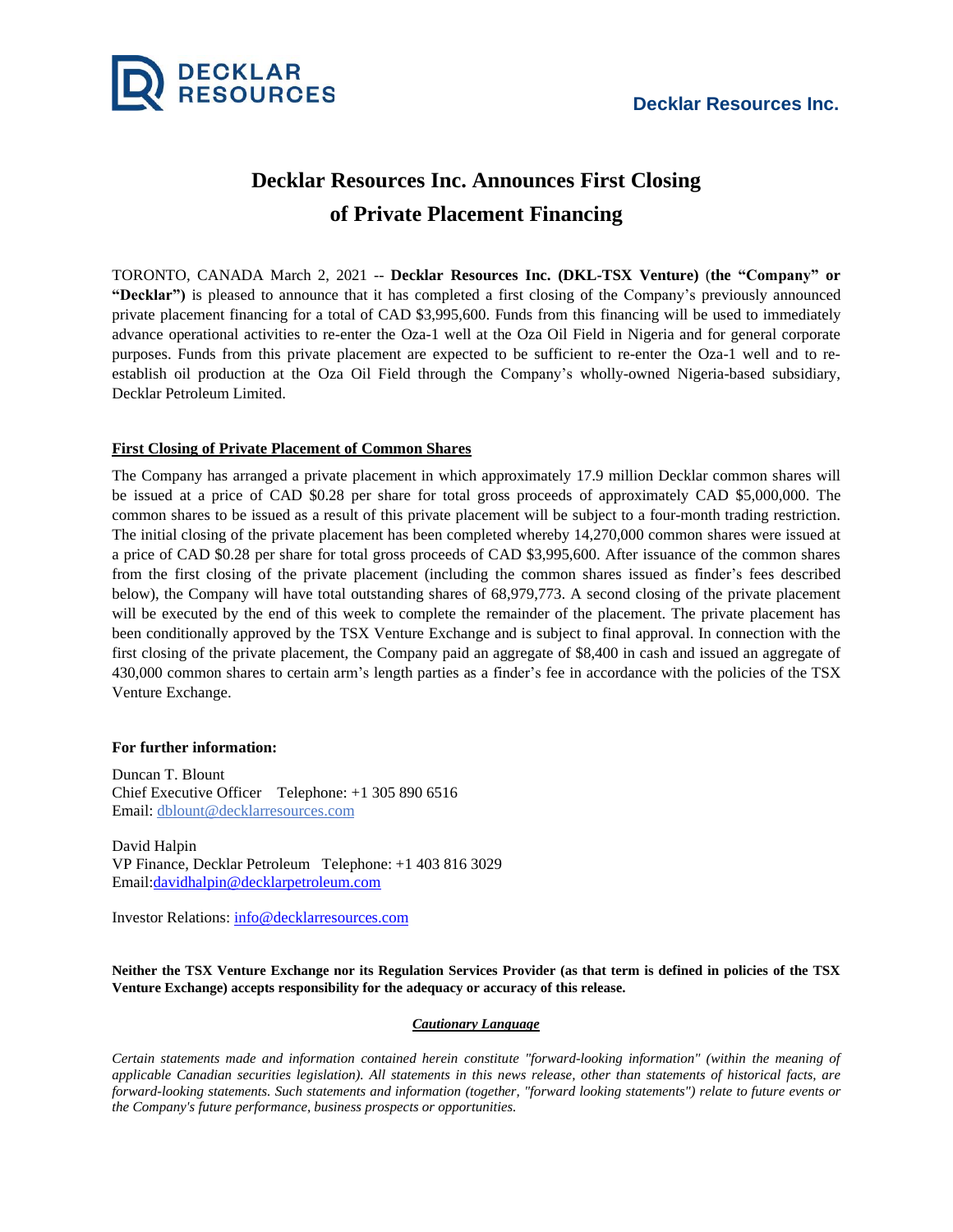Decklar Resources Inc.

# Decklar Resources Inc. Announces First Closing of Private Placement Financing

TORONTO, CANADA March 2, 2021 -- **Decklar Resources Inc. (DKL-TSX Venture)** (**the "Company" or "Decklar")** is pleased to announce that it has completed a first closing of the Company's previously announced private placement financing for a total of CAD $3,995,600. Funds from this financing will be used to immediately advance operational activities to re-enter the Oza-1 well at the Oza Oil Field in Nigeria and for general corporate purposes. Funds from this private placement are expected to be sufficient to re-enter the Oza-1 well and to re-establish oil production at the Oza Oil Field through the Company's wholly-owned Nigeria-based subsidiary, Decklar Petroleum Limited.

## First Closing of Private Placement of Common Shares

The Company has arranged a private placement in which approximately 17.9 million Decklar common shares will be issued at a price of CAD $0.28 per share for total gross proceeds of approximately CAD $5,000,000. The common shares to be issued as a result of this private placement will be subject to a four-month trading restriction. The initial closing of the private placement has been completed whereby 14,270,000 common shares were issued at a price of CAD $0.28 per share for total gross proceeds of CAD $3,995,600. After issuance of the common shares from the first closing of the private placement (including the common shares issued as finder's fees described below), the Company will have total outstanding shares of 68,979,773. A second closing of the private placement will be executed by the end of this week to complete the remainder of the placement. The private placement has been conditionally approved by the TSX Venture Exchange and is subject to final approval. In connection with the first closing of the private placement, the Company paid an aggregate of $8,400 in cash and issued an aggregate of 430,000 common shares to certain arm's length parties as a finder's fee in accordance with the policies of the TSX Venture Exchange.

**For further information:**

Duncan T. Blount
Chief Executive Officer    Telephone: +1 305 890 6516
Email: dblount@decklarresources.com

David Halpin
VP Finance, Decklar Petroleum   Telephone: +1 403 816 3029
Email:davidhalpin@decklarpetroleum.com

Investor Relations: info@decklarresources.com

**Neither the TSX Venture Exchange nor its Regulation Services Provider (as that term is defined in policies of the TSX Venture Exchange) accepts responsibility for the adequacy or accuracy of this release.**

***Cautionary Language***

*Certain statements made and information contained herein constitute "forward-looking information" (within the meaning of applicable Canadian securities legislation). All statements in this news release, other than statements of historical facts, are forward-looking statements. Such statements and information (together, "forward looking statements") relate to future events or the Company's future performance, business prospects or opportunities.*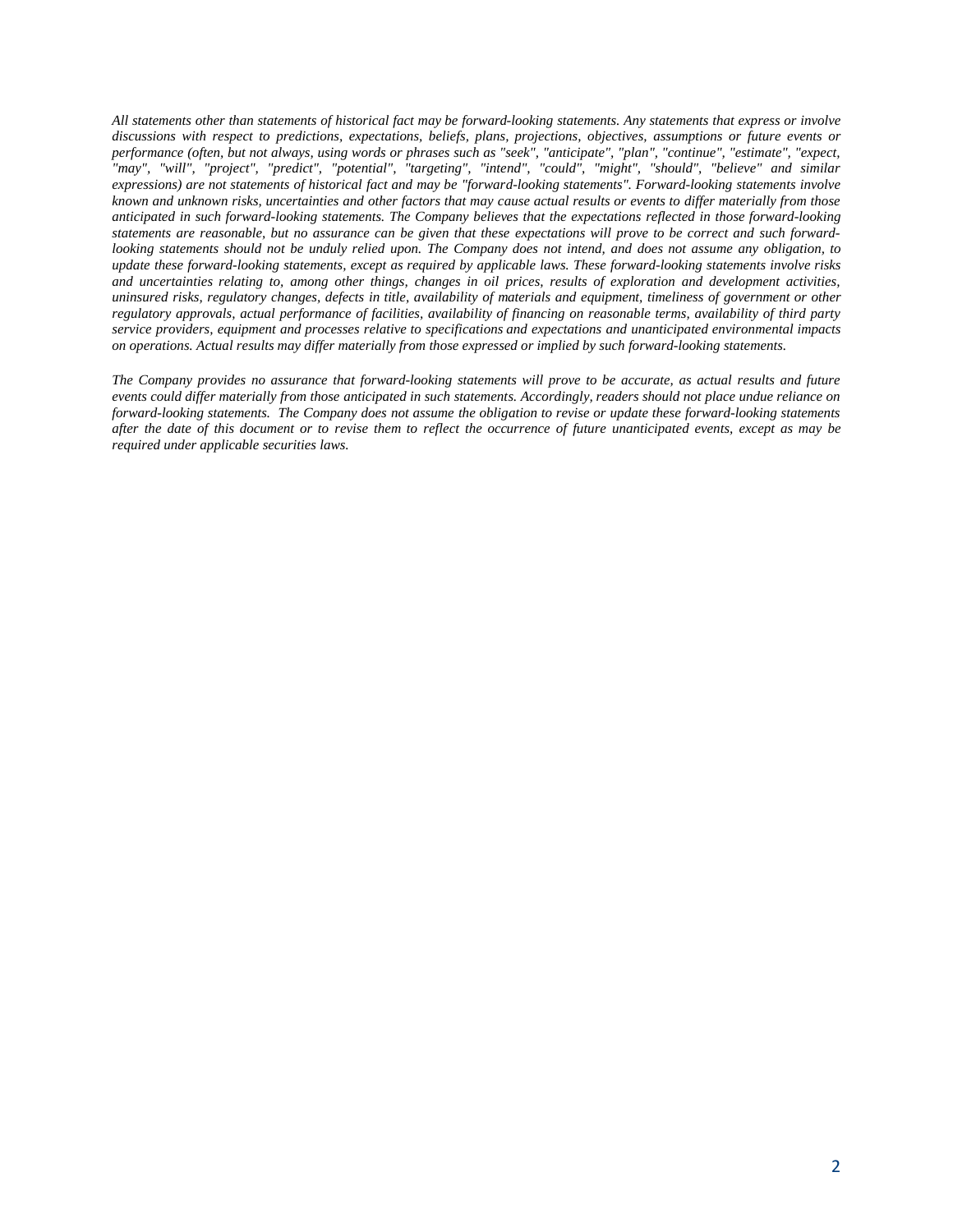*All statements other than statements of historical fact may be forward-looking statements. Any statements that express or involve discussions with respect to predictions, expectations, beliefs, plans, projections, objectives, assumptions or future events or performance (often, but not always, using words or phrases such as "seek", "anticipate", "plan", "continue", "estimate", "expect, "may", "will", "project", "predict", "potential", "targeting", "intend", "could", "might", "should", "believe" and similar expressions) are not statements of historical fact and may be "forward-looking statements". Forward-looking statements involve known and unknown risks, uncertainties and other factors that may cause actual results or events to differ materially from those anticipated in such forward-looking statements. The Company believes that the expectations reflected in those forward-looking statements are reasonable, but no assurance can be given that these expectations will prove to be correct and such forward-looking statements should not be unduly relied upon. The Company does not intend, and does not assume any obligation, to update these forward-looking statements, except as required by applicable laws. These forward-looking statements involve risks and uncertainties relating to, among other things, changes in oil prices, results of exploration and development activities, uninsured risks, regulatory changes, defects in title, availability of materials and equipment, timeliness of government or other regulatory approvals, actual performance of facilities, availability of financing on reasonable terms, availability of third party service providers, equipment and processes relative to specifications and expectations and unanticipated environmental impacts on operations. Actual results may differ materially from those expressed or implied by such forward-looking statements.*

*The Company provides no assurance that forward-looking statements will prove to be accurate, as actual results and future events could differ materially from those anticipated in such statements. Accordingly, readers should not place undue reliance on forward-looking statements. The Company does not assume the obligation to revise or update these forward-looking statements after the date of this document or to revise them to reflect the occurrence of future unanticipated events, except as may be required under applicable securities laws.*